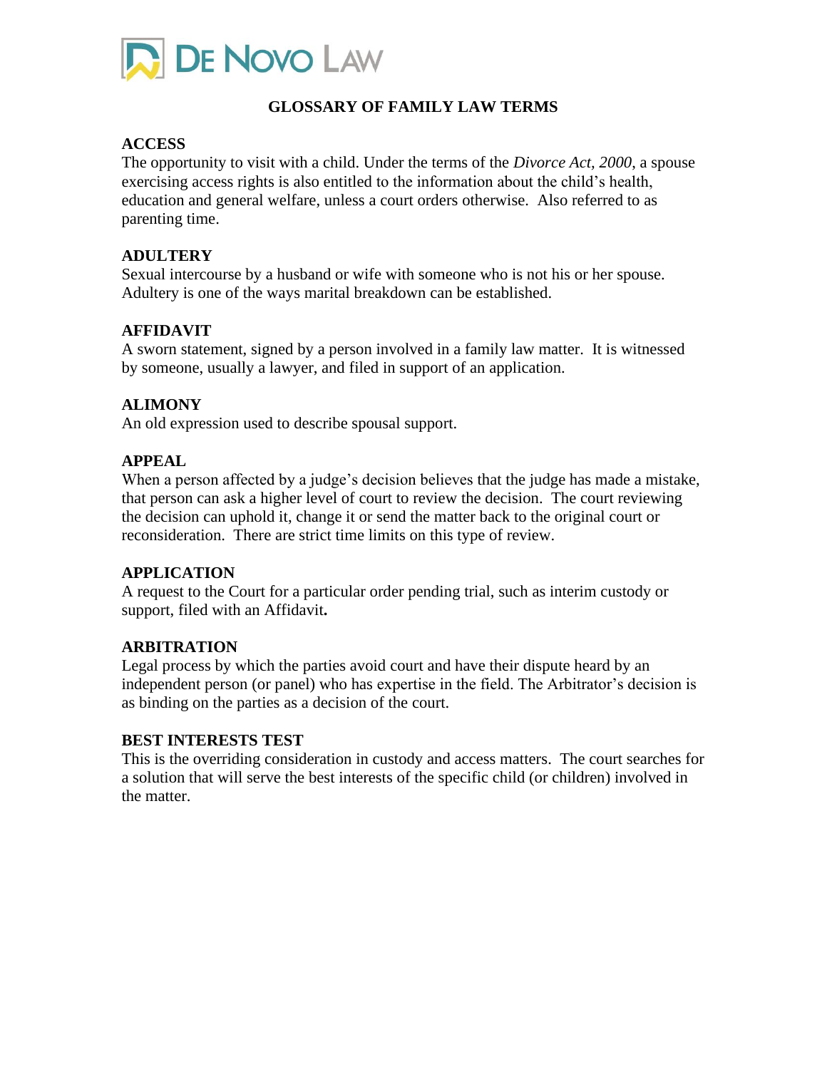DE NOVO LAW

# GLOSSARY OF FAMILY LAW TERMS

**ACCESS**
The opportunity to visit with a child. Under the terms of the *Divorce Act, 2000*, a spouse exercising access rights is also entitled to the information about the child's health, education and general welfare, unless a court orders otherwise. Also referred to as parenting time.

**ADULTERY**
Sexual intercourse by a husband or wife with someone who is not his or her spouse. Adultery is one of the ways marital breakdown can be established.

**AFFIDAVIT**
A sworn statement, signed by a person involved in a family law matter. It is witnessed by someone, usually a lawyer, and filed in support of an application.

**ALIMONY**
An old expression used to describe spousal support.

**APPEAL**
When a person affected by a judge's decision believes that the judge has made a mistake, that person can ask a higher level of court to review the decision. The court reviewing the decision can uphold it, change it or send the matter back to the original court or reconsideration. There are strict time limits on this type of review.

**APPLICATION**
A request to the Court for a particular order pending trial, such as interim custody or support, filed with an Affidavit**.**

**ARBITRATION**
Legal process by which the parties avoid court and have their dispute heard by an independent person (or panel) who has expertise in the field. The Arbitrator's decision is as binding on the parties as a decision of the court.

**BEST INTERESTS TEST**
This is the overriding consideration in custody and access matters. The court searches for a solution that will serve the best interests of the specific child (or children) involved in the matter.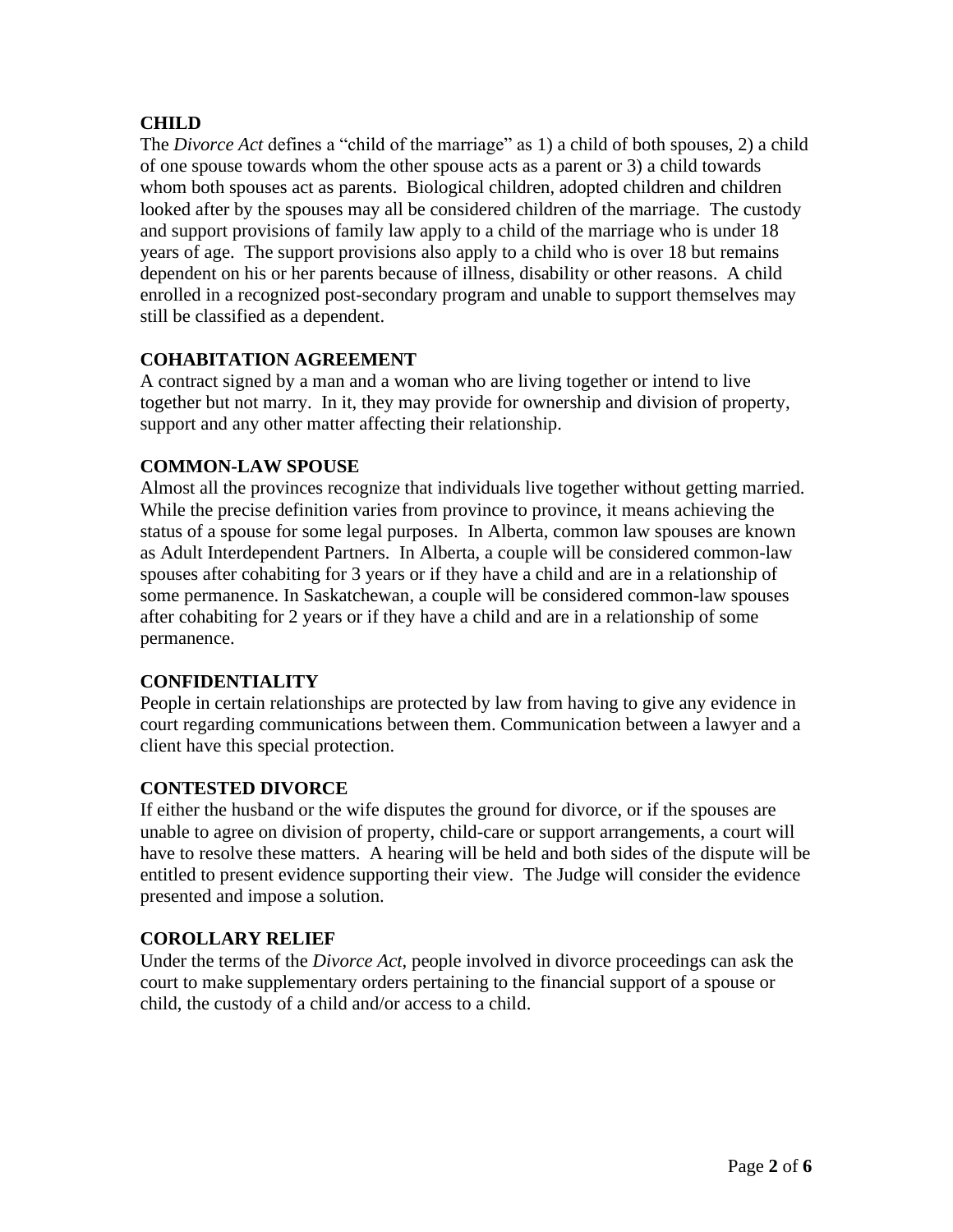**CHILD**

The *Divorce Act* defines a "child of the marriage" as 1) a child of both spouses, 2) a child of one spouse towards whom the other spouse acts as a parent or 3) a child towards whom both spouses act as parents. Biological children, adopted children and children looked after by the spouses may all be considered children of the marriage. The custody and support provisions of family law apply to a child of the marriage who is under 18 years of age. The support provisions also apply to a child who is over 18 but remains dependent on his or her parents because of illness, disability or other reasons. A child enrolled in a recognized post-secondary program and unable to support themselves may still be classified as a dependent.

**COHABITATION AGREEMENT**

A contract signed by a man and a woman who are living together or intend to live together but not marry. In it, they may provide for ownership and division of property, support and any other matter affecting their relationship.

**COMMON-LAW SPOUSE**

Almost all the provinces recognize that individuals live together without getting married. While the precise definition varies from province to province, it means achieving the status of a spouse for some legal purposes. In Alberta, common law spouses are known as Adult Interdependent Partners. In Alberta, a couple will be considered common-law spouses after cohabiting for 3 years or if they have a child and are in a relationship of some permanence. In Saskatchewan, a couple will be considered common-law spouses after cohabiting for 2 years or if they have a child and are in a relationship of some permanence.

**CONFIDENTIALITY**

People in certain relationships are protected by law from having to give any evidence in court regarding communications between them. Communication between a lawyer and a client have this special protection.

**CONTESTED DIVORCE**

If either the husband or the wife disputes the ground for divorce, or if the spouses are unable to agree on division of property, child-care or support arrangements, a court will have to resolve these matters. A hearing will be held and both sides of the dispute will be entitled to present evidence supporting their view. The Judge will consider the evidence presented and impose a solution.

**COROLLARY RELIEF**

Under the terms of the *Divorce Act*, people involved in divorce proceedings can ask the court to make supplementary orders pertaining to the financial support of a spouse or child, the custody of a child and/or access to a child.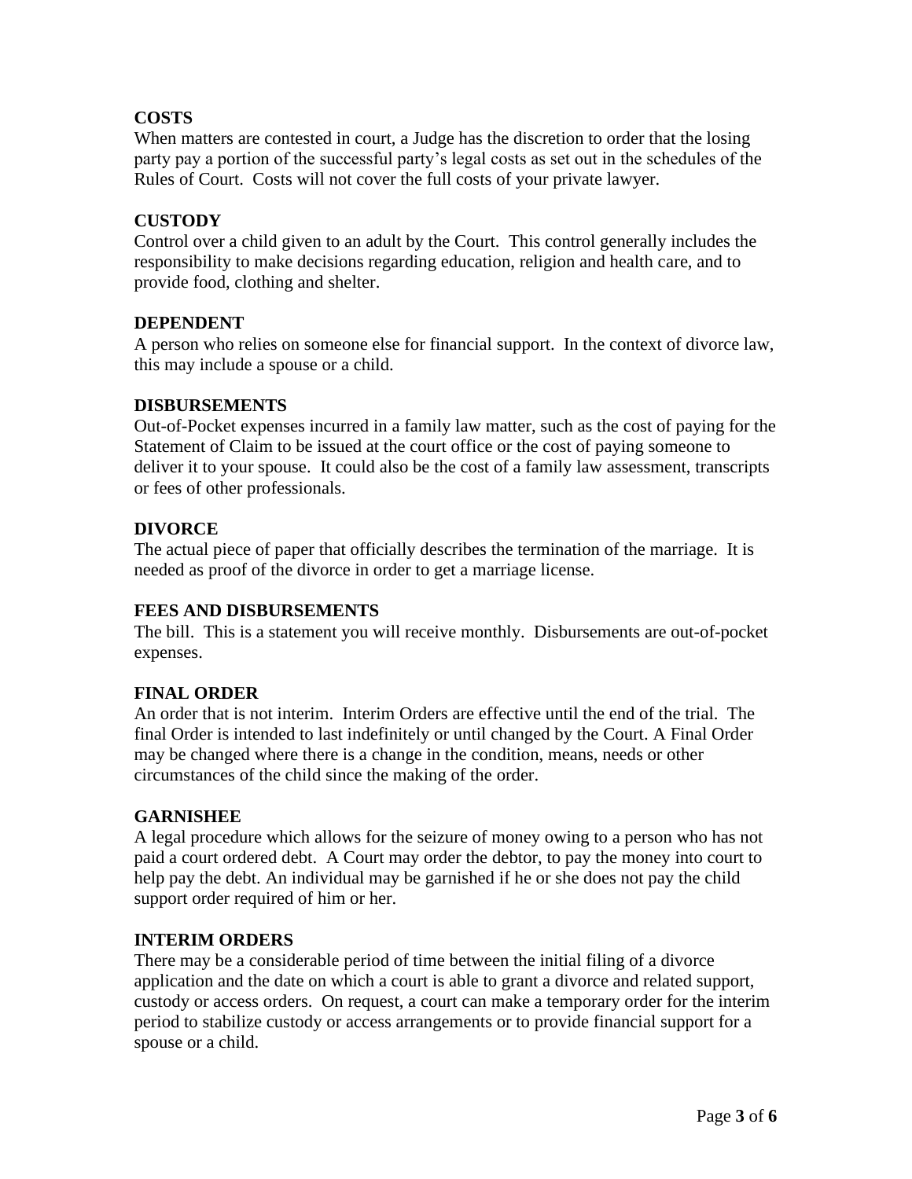**COSTS**

When matters are contested in court, a Judge has the discretion to order that the losing party pay a portion of the successful party's legal costs as set out in the schedules of the Rules of Court. Costs will not cover the full costs of your private lawyer.

**CUSTODY**

Control over a child given to an adult by the Court. This control generally includes the responsibility to make decisions regarding education, religion and health care, and to provide food, clothing and shelter.

**DEPENDENT**

A person who relies on someone else for financial support. In the context of divorce law, this may include a spouse or a child.

**DISBURSEMENTS**

Out-of-Pocket expenses incurred in a family law matter, such as the cost of paying for the Statement of Claim to be issued at the court office or the cost of paying someone to deliver it to your spouse. It could also be the cost of a family law assessment, transcripts or fees of other professionals.

**DIVORCE**

The actual piece of paper that officially describes the termination of the marriage. It is needed as proof of the divorce in order to get a marriage license.

**FEES AND DISBURSEMENTS**

The bill. This is a statement you will receive monthly. Disbursements are out-of-pocket expenses.

**FINAL ORDER**

An order that is not interim. Interim Orders are effective until the end of the trial. The final Order is intended to last indefinitely or until changed by the Court. A Final Order may be changed where there is a change in the condition, means, needs or other circumstances of the child since the making of the order.

**GARNISHEE**

A legal procedure which allows for the seizure of money owing to a person who has not paid a court ordered debt. A Court may order the debtor, to pay the money into court to help pay the debt. An individual may be garnished if he or she does not pay the child support order required of him or her.

**INTERIM ORDERS**

There may be a considerable period of time between the initial filing of a divorce application and the date on which a court is able to grant a divorce and related support, custody or access orders. On request, a court can make a temporary order for the interim period to stabilize custody or access arrangements or to provide financial support for a spouse or a child.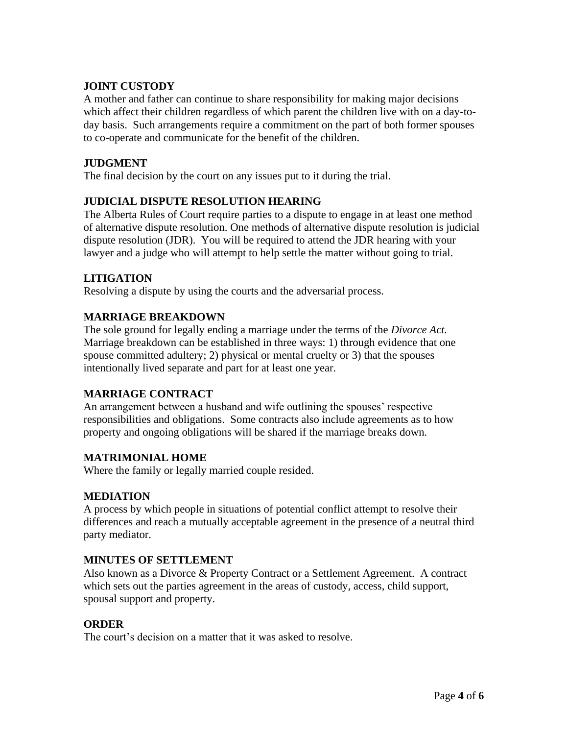### JOINT CUSTODY

A mother and father can continue to share responsibility for making major decisions which affect their children regardless of which parent the children live with on a day-to-day basis. Such arrangements require a commitment on the part of both former spouses to co-operate and communicate for the benefit of the children.

### JUDGMENT

The final decision by the court on any issues put to it during the trial.

### JUDICIAL DISPUTE RESOLUTION HEARING

The Alberta Rules of Court require parties to a dispute to engage in at least one method of alternative dispute resolution. One methods of alternative dispute resolution is judicial dispute resolution (JDR). You will be required to attend the JDR hearing with your lawyer and a judge who will attempt to help settle the matter without going to trial.

### LITIGATION

Resolving a dispute by using the courts and the adversarial process.

### MARRIAGE BREAKDOWN

The sole ground for legally ending a marriage under the terms of the *Divorce Act.* Marriage breakdown can be established in three ways: 1) through evidence that one spouse committed adultery; 2) physical or mental cruelty or 3) that the spouses intentionally lived separate and part for at least one year.

### MARRIAGE CONTRACT

An arrangement between a husband and wife outlining the spouses' respective responsibilities and obligations. Some contracts also include agreements as to how property and ongoing obligations will be shared if the marriage breaks down.

### MATRIMONIAL HOME

Where the family or legally married couple resided.

### MEDIATION

A process by which people in situations of potential conflict attempt to resolve their differences and reach a mutually acceptable agreement in the presence of a neutral third party mediator.

### MINUTES OF SETTLEMENT

Also known as a Divorce & Property Contract or a Settlement Agreement. A contract which sets out the parties agreement in the areas of custody, access, child support, spousal support and property.

### ORDER

The court's decision on a matter that it was asked to resolve.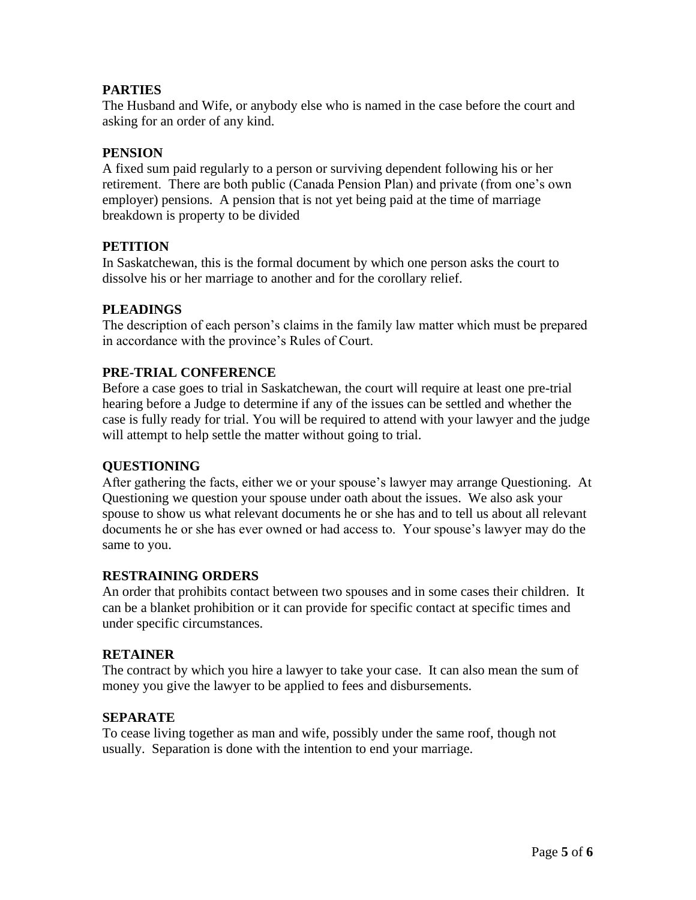**PARTIES**

The Husband and Wife, or anybody else who is named in the case before the court and asking for an order of any kind.

**PENSION**

A fixed sum paid regularly to a person or surviving dependent following his or her retirement. There are both public (Canada Pension Plan) and private (from one's own employer) pensions. A pension that is not yet being paid at the time of marriage breakdown is property to be divided

**PETITION**

In Saskatchewan, this is the formal document by which one person asks the court to dissolve his or her marriage to another and for the corollary relief.

**PLEADINGS**

The description of each person's claims in the family law matter which must be prepared in accordance with the province's Rules of Court.

**PRE-TRIAL CONFERENCE**

Before a case goes to trial in Saskatchewan, the court will require at least one pre-trial hearing before a Judge to determine if any of the issues can be settled and whether the case is fully ready for trial. You will be required to attend with your lawyer and the judge will attempt to help settle the matter without going to trial.

**QUESTIONING**

After gathering the facts, either we or your spouse's lawyer may arrange Questioning. At Questioning we question your spouse under oath about the issues. We also ask your spouse to show us what relevant documents he or she has and to tell us about all relevant documents he or she has ever owned or had access to. Your spouse's lawyer may do the same to you.

**RESTRAINING ORDERS**

An order that prohibits contact between two spouses and in some cases their children. It can be a blanket prohibition or it can provide for specific contact at specific times and under specific circumstances.

**RETAINER**

The contract by which you hire a lawyer to take your case. It can also mean the sum of money you give the lawyer to be applied to fees and disbursements.

**SEPARATE**

To cease living together as man and wife, possibly under the same roof, though not usually. Separation is done with the intention to end your marriage.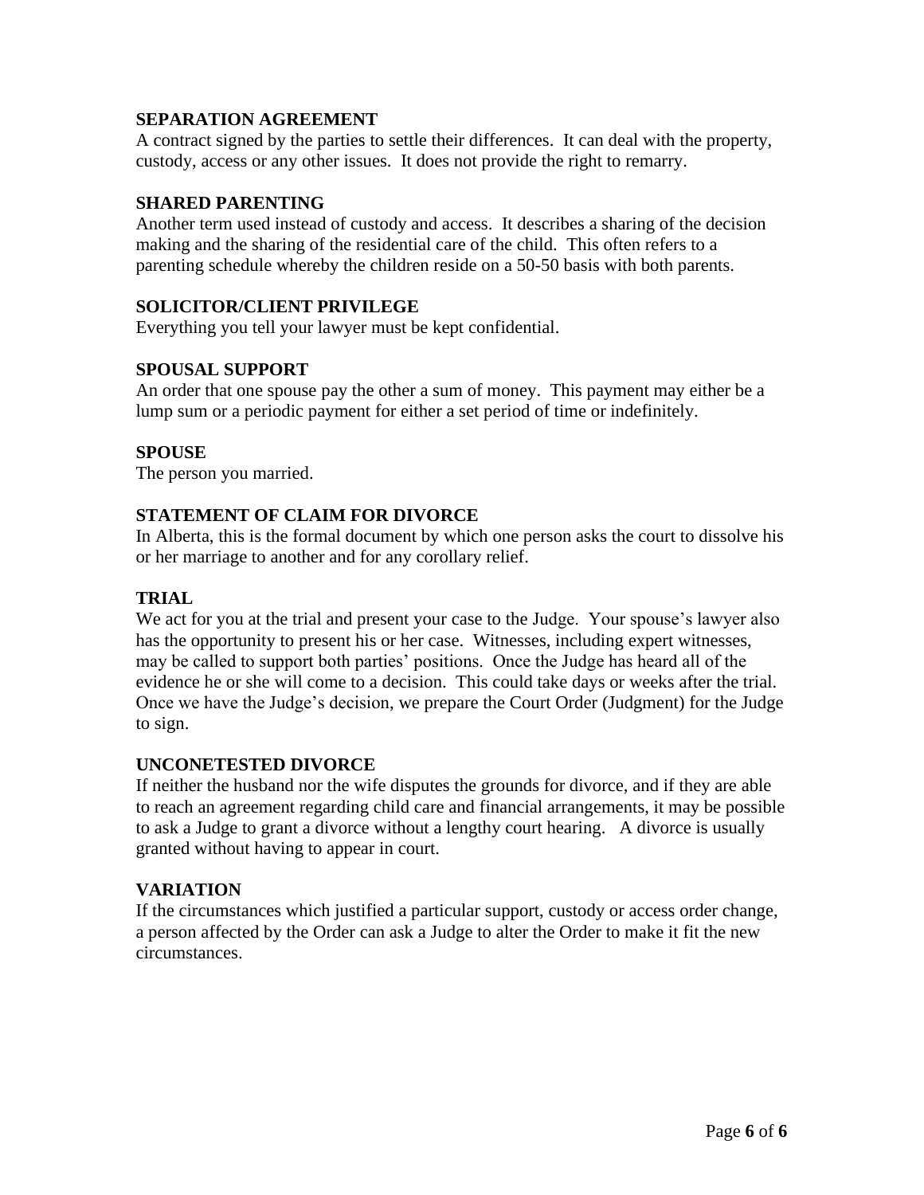**SEPARATION AGREEMENT**
A contract signed by the parties to settle their differences. It can deal with the property, custody, access or any other issues. It does not provide the right to remarry.

**SHARED PARENTING**
Another term used instead of custody and access. It describes a sharing of the decision making and the sharing of the residential care of the child. This often refers to a parenting schedule whereby the children reside on a 50-50 basis with both parents.

**SOLICITOR/CLIENT PRIVILEGE**
Everything you tell your lawyer must be kept confidential.

**SPOUSAL SUPPORT**
An order that one spouse pay the other a sum of money. This payment may either be a lump sum or a periodic payment for either a set period of time or indefinitely.

**SPOUSE**
The person you married.

**STATEMENT OF CLAIM FOR DIVORCE**
In Alberta, this is the formal document by which one person asks the court to dissolve his or her marriage to another and for any corollary relief.

**TRIAL**
We act for you at the trial and present your case to the Judge. Your spouse's lawyer also has the opportunity to present his or her case. Witnesses, including expert witnesses, may be called to support both parties' positions. Once the Judge has heard all of the evidence he or she will come to a decision. This could take days or weeks after the trial. Once we have the Judge's decision, we prepare the Court Order (Judgment) for the Judge to sign.

**UNCONETESTED DIVORCE**
If neither the husband nor the wife disputes the grounds for divorce, and if they are able to reach an agreement regarding child care and financial arrangements, it may be possible to ask a Judge to grant a divorce without a lengthy court hearing. A divorce is usually granted without having to appear in court.

**VARIATION**
If the circumstances which justified a particular support, custody or access order change, a person affected by the Order can ask a Judge to alter the Order to make it fit the new circumstances.